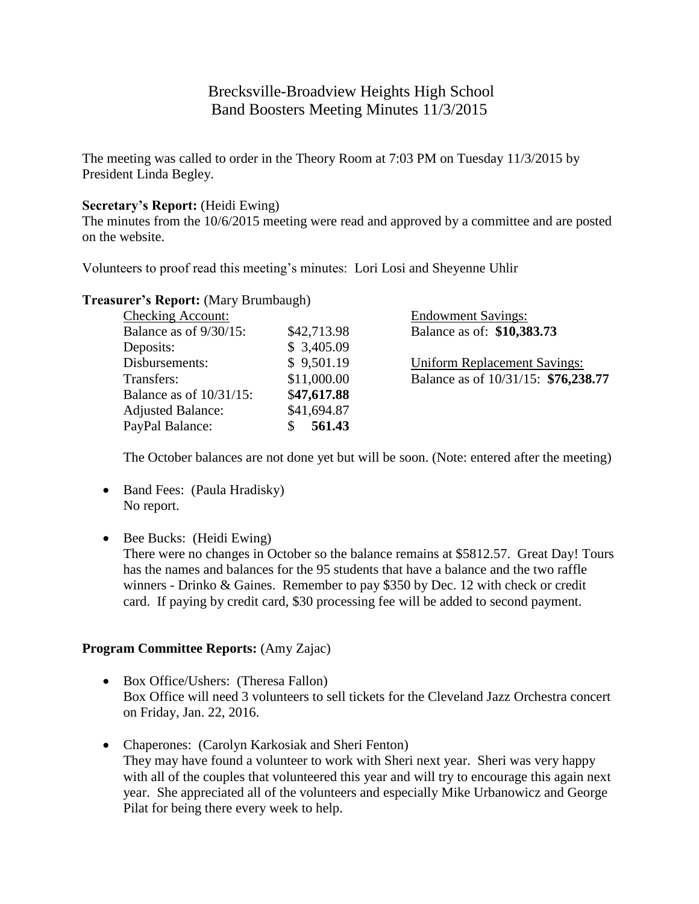# Brecksville-Broadview Heights High School
## Band Boosters Meeting Minutes 11/3/2015

The meeting was called to order in the Theory Room at 7:03 PM on Tuesday 11/3/2015 by President Linda Begley.

**Secretary's Report:** (Heidi Ewing)
The minutes from the 10/6/2015 meeting were read and approved by a committee and are posted on the website.

Volunteers to proof read this meeting's minutes: Lori Losi and Sheyenne Uhlir

**Treasurer's Report:** (Mary Brumbaugh)

| Checking Account: | | Endowment Savings: |
|---|---|---|
| Balance as of 9/30/15: | $42,713.98 | Balance as of: **$10,383.73** |
| Deposits: | $ 3,405.09 | |
| Disbursements: | $ 9,501.19 | Uniform Replacement Savings: |
| Transfers: | $11,000.00 | Balance as of 10/31/15: **$76,238.77** |
| Balance as of 10/31/15: | $**47,617.88** | |
| Adjusted Balance: | $41,694.87 | |
| PayPal Balance: | $ **561.43** | |

The October balances are not done yet but will be soon. (Note: entered after the meeting)

- Band Fees: (Paula Hradisky)
  No report.

- Bee Bucks: (Heidi Ewing)
  There were no changes in October so the balance remains at $5812.57. Great Day! Tours has the names and balances for the 95 students that have a balance and the two raffle winners - Drinko & Gaines. Remember to pay $350 by Dec. 12 with check or credit card. If paying by credit card, $30 processing fee will be added to second payment.

**Program Committee Reports:** (Amy Zajac)

- Box Office/Ushers: (Theresa Fallon)
  Box Office will need 3 volunteers to sell tickets for the Cleveland Jazz Orchestra concert on Friday, Jan. 22, 2016.

- Chaperones: (Carolyn Karkosiak and Sheri Fenton)
  They may have found a volunteer to work with Sheri next year. Sheri was very happy with all of the couples that volunteered this year and will try to encourage this again next year. She appreciated all of the volunteers and especially Mike Urbanowicz and George Pilat for being there every week to help.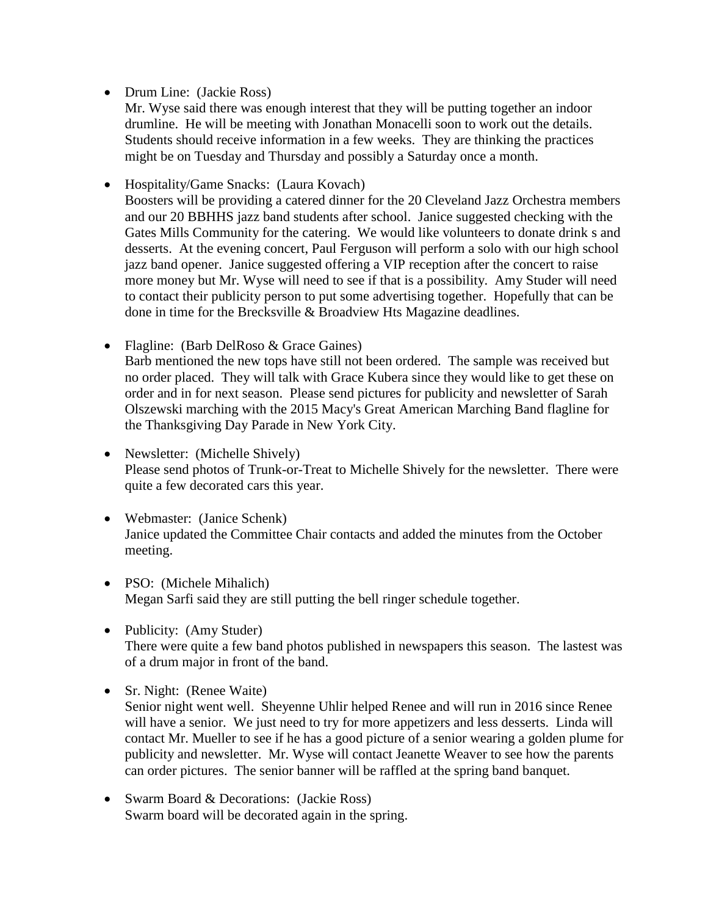- Drum Line: (Jackie Ross)
  Mr. Wyse said there was enough interest that they will be putting together an indoor drumline. He will be meeting with Jonathan Monacelli soon to work out the details. Students should receive information in a few weeks. They are thinking the practices might be on Tuesday and Thursday and possibly a Saturday once a month.

- Hospitality/Game Snacks: (Laura Kovach)
  Boosters will be providing a catered dinner for the 20 Cleveland Jazz Orchestra members and our 20 BBHHS jazz band students after school. Janice suggested checking with the Gates Mills Community for the catering. We would like volunteers to donate drink s and desserts. At the evening concert, Paul Ferguson will perform a solo with our high school jazz band opener. Janice suggested offering a VIP reception after the concert to raise more money but Mr. Wyse will need to see if that is a possibility. Amy Studer will need to contact their publicity person to put some advertising together. Hopefully that can be done in time for the Brecksville & Broadview Hts Magazine deadlines.

- Flagline: (Barb DelRoso & Grace Gaines)
  Barb mentioned the new tops have still not been ordered. The sample was received but no order placed. They will talk with Grace Kubera since they would like to get these on order and in for next season. Please send pictures for publicity and newsletter of Sarah Olszewski marching with the 2015 Macy's Great American Marching Band flagline for the Thanksgiving Day Parade in New York City.

- Newsletter: (Michelle Shively)
  Please send photos of Trunk-or-Treat to Michelle Shively for the newsletter. There were quite a few decorated cars this year.

- Webmaster: (Janice Schenk)
  Janice updated the Committee Chair contacts and added the minutes from the October meeting.

- PSO: (Michele Mihalich)
  Megan Sarfi said they are still putting the bell ringer schedule together.

- Publicity: (Amy Studer)
  There were quite a few band photos published in newspapers this season. The lastest was of a drum major in front of the band.

- Sr. Night: (Renee Waite)
  Senior night went well. Sheyenne Uhlir helped Renee and will run in 2016 since Renee will have a senior. We just need to try for more appetizers and less desserts. Linda will contact Mr. Mueller to see if he has a good picture of a senior wearing a golden plume for publicity and newsletter. Mr. Wyse will contact Jeanette Weaver to see how the parents can order pictures. The senior banner will be raffled at the spring band banquet.

- Swarm Board & Decorations: (Jackie Ross)
  Swarm board will be decorated again in the spring.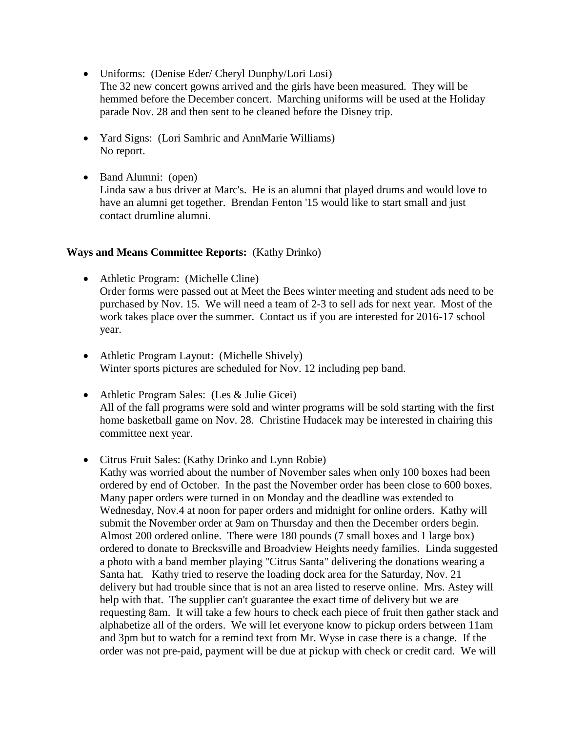- Uniforms: (Denise Eder/ Cheryl Dunphy/Lori Losi)
  The 32 new concert gowns arrived and the girls have been measured. They will be hemmed before the December concert. Marching uniforms will be used at the Holiday parade Nov. 28 and then sent to be cleaned before the Disney trip.

- Yard Signs: (Lori Samhric and AnnMarie Williams)
  No report.

- Band Alumni: (open)
  Linda saw a bus driver at Marc's. He is an alumni that played drums and would love to have an alumni get together. Brendan Fenton '15 would like to start small and just contact drumline alumni.

**Ways and Means Committee Reports:** (Kathy Drinko)

- Athletic Program: (Michelle Cline)
  Order forms were passed out at Meet the Bees winter meeting and student ads need to be purchased by Nov. 15. We will need a team of 2-3 to sell ads for next year. Most of the work takes place over the summer. Contact us if you are interested for 2016-17 school year.

- Athletic Program Layout: (Michelle Shively)
  Winter sports pictures are scheduled for Nov. 12 including pep band.

- Athletic Program Sales: (Les & Julie Gicei)
  All of the fall programs were sold and winter programs will be sold starting with the first home basketball game on Nov. 28. Christine Hudacek may be interested in chairing this committee next year.

- Citrus Fruit Sales: (Kathy Drinko and Lynn Robie)
  Kathy was worried about the number of November sales when only 100 boxes had been ordered by end of October. In the past the November order has been close to 600 boxes. Many paper orders were turned in on Monday and the deadline was extended to Wednesday, Nov.4 at noon for paper orders and midnight for online orders. Kathy will submit the November order at 9am on Thursday and then the December orders begin. Almost 200 ordered online. There were 180 pounds (7 small boxes and 1 large box) ordered to donate to Brecksville and Broadview Heights needy families. Linda suggested a photo with a band member playing "Citrus Santa" delivering the donations wearing a Santa hat. Kathy tried to reserve the loading dock area for the Saturday, Nov. 21 delivery but had trouble since that is not an area listed to reserve online. Mrs. Astey will help with that. The supplier can't guarantee the exact time of delivery but we are requesting 8am. It will take a few hours to check each piece of fruit then gather stack and alphabetize all of the orders. We will let everyone know to pickup orders between 11am and 3pm but to watch for a remind text from Mr. Wyse in case there is a change. If the order was not pre-paid, payment will be due at pickup with check or credit card. We will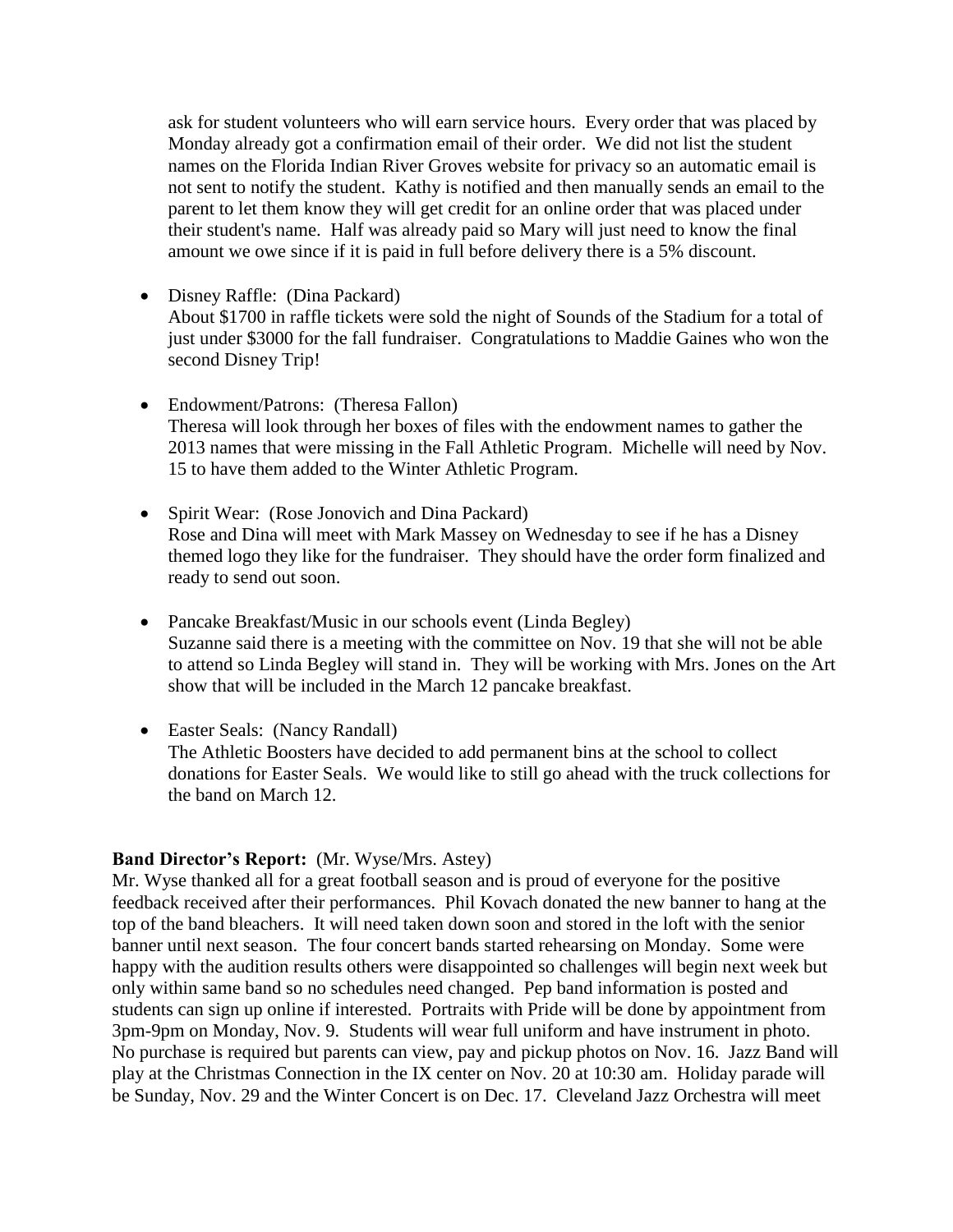ask for student volunteers who will earn service hours. Every order that was placed by Monday already got a confirmation email of their order. We did not list the student names on the Florida Indian River Groves website for privacy so an automatic email is not sent to notify the student. Kathy is notified and then manually sends an email to the parent to let them know they will get credit for an online order that was placed under their student's name. Half was already paid so Mary will just need to know the final amount we owe since if it is paid in full before delivery there is a 5% discount.

- Disney Raffle: (Dina Packard)
  About $1700 in raffle tickets were sold the night of Sounds of the Stadium for a total of just under $3000 for the fall fundraiser. Congratulations to Maddie Gaines who won the second Disney Trip!

- Endowment/Patrons: (Theresa Fallon)
  Theresa will look through her boxes of files with the endowment names to gather the 2013 names that were missing in the Fall Athletic Program. Michelle will need by Nov. 15 to have them added to the Winter Athletic Program.

- Spirit Wear: (Rose Jonovich and Dina Packard)
  Rose and Dina will meet with Mark Massey on Wednesday to see if he has a Disney themed logo they like for the fundraiser. They should have the order form finalized and ready to send out soon.

- Pancake Breakfast/Music in our schools event (Linda Begley)
  Suzanne said there is a meeting with the committee on Nov. 19 that she will not be able to attend so Linda Begley will stand in. They will be working with Mrs. Jones on the Art show that will be included in the March 12 pancake breakfast.

- Easter Seals: (Nancy Randall)
  The Athletic Boosters have decided to add permanent bins at the school to collect donations for Easter Seals. We would like to still go ahead with the truck collections for the band on March 12.

**Band Director's Report:** (Mr. Wyse/Mrs. Astey)
Mr. Wyse thanked all for a great football season and is proud of everyone for the positive feedback received after their performances. Phil Kovach donated the new banner to hang at the top of the band bleachers. It will need taken down soon and stored in the loft with the senior banner until next season. The four concert bands started rehearsing on Monday. Some were happy with the audition results others were disappointed so challenges will begin next week but only within same band so no schedules need changed. Pep band information is posted and students can sign up online if interested. Portraits with Pride will be done by appointment from 3pm-9pm on Monday, Nov. 9. Students will wear full uniform and have instrument in photo. No purchase is required but parents can view, pay and pickup photos on Nov. 16. Jazz Band will play at the Christmas Connection in the IX center on Nov. 20 at 10:30 am. Holiday parade will be Sunday, Nov. 29 and the Winter Concert is on Dec. 17. Cleveland Jazz Orchestra will meet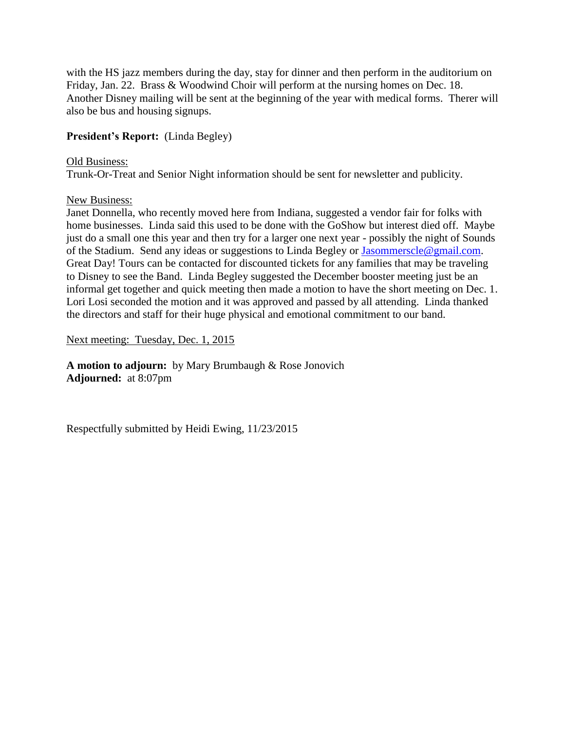with the HS jazz members during the day, stay for dinner and then perform in the auditorium on Friday, Jan. 22. Brass & Woodwind Choir will perform at the nursing homes on Dec. 18. Another Disney mailing will be sent at the beginning of the year with medical forms. Therer will also be bus and housing signups.

**President's Report:** (Linda Begley)

Old Business:
Trunk-Or-Treat and Senior Night information should be sent for newsletter and publicity.

New Business:
Janet Donnella, who recently moved here from Indiana, suggested a vendor fair for folks with home businesses. Linda said this used to be done with the GoShow but interest died off. Maybe just do a small one this year and then try for a larger one next year - possibly the night of Sounds of the Stadium. Send any ideas or suggestions to Linda Begley or [Jasommerscle@gmail.com](mailto:Jasommerscle@gmail.com). Great Day! Tours can be contacted for discounted tickets for any families that may be traveling to Disney to see the Band. Linda Begley suggested the December booster meeting just be an informal get together and quick meeting then made a motion to have the short meeting on Dec. 1. Lori Losi seconded the motion and it was approved and passed by all attending. Linda thanked the directors and staff for their huge physical and emotional commitment to our band.

Next meeting: Tuesday, Dec. 1, 2015

**A motion to adjourn:** by Mary Brumbaugh & Rose Jonovich
**Adjourned:** at 8:07pm

Respectfully submitted by Heidi Ewing, 11/23/2015